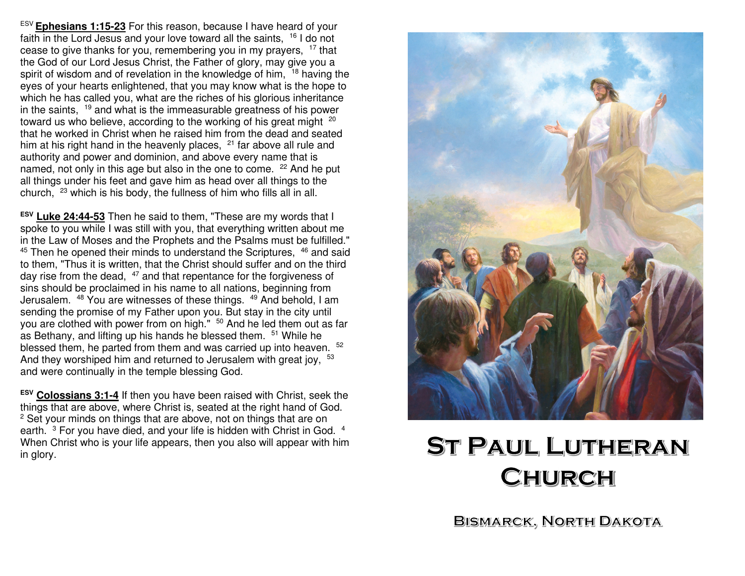[ESV] **Ephesians 1:15-23** For this reason, because I have heard of your faith in the Lord Jesus and your love toward all the saints, [16] I do not cease to give thanks for you, remembering you in my prayers, [17] that the God of our Lord Jesus Christ, the Father of glory, may give you a spirit of wisdom and of revelation in the knowledge of him, [18] having the eyes of your hearts enlightened, that you may know what is the hope to which he has called you, what are the riches of his glorious inheritance in the saints, [19] and what is the immeasurable greatness of his power toward us who believe, according to the working of his great might [20] that he worked in Christ when he raised him from the dead and seated him at his right hand in the heavenly places, [21] far above all rule and authority and power and dominion, and above every name that is named, not only in this age but also in the one to come. [22] And he put all things under his feet and gave him as head over all things to the church, [23] which is his body, the fullness of him who fills all in all.

**[ESV] Luke 24:44-53** Then he said to them, "These are my words that I spoke to you while I was still with you, that everything written about me in the Law of Moses and the Prophets and the Psalms must be fulfilled." [45] Then he opened their minds to understand the Scriptures, [46] and said to them, "Thus it is written, that the Christ should suffer and on the third day rise from the dead, [47] and that repentance for the forgiveness of sins should be proclaimed in his name to all nations, beginning from Jerusalem. [48] You are witnesses of these things. [49] And behold, I am sending the promise of my Father upon you. But stay in the city until you are clothed with power from on high." [50] And he led them out as far as Bethany, and lifting up his hands he blessed them. [51] While he blessed them, he parted from them and was carried up into heaven. [52] And they worshiped him and returned to Jerusalem with great joy, [53] and were continually in the temple blessing God.

**[ESV] Colossians 3:1-4** If then you have been raised with Christ, seek the things that are above, where Christ is, seated at the right hand of God. [2] Set your minds on things that are above, not on things that are on earth. [3] For you have died, and your life is hidden with Christ in God. [4] When Christ who is your life appears, then you also will appear with him in glory.

# St Paul Lutheran Church

## Bismarck, North Dakota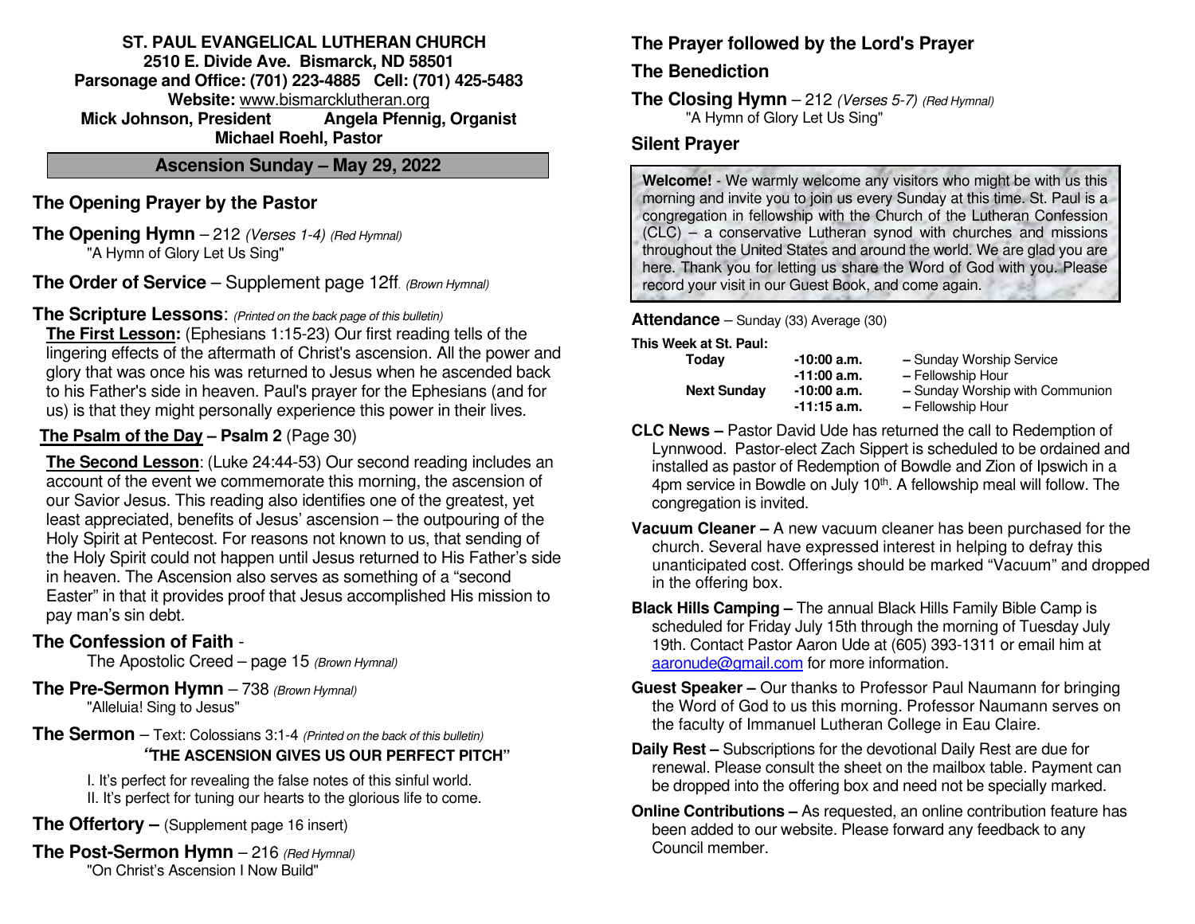**ST. PAUL EVANGELICAL LUTHERAN CHURCH**
**2510 E. Divide Ave. Bismarck, ND 58501**
**Parsonage and Office: (701) 223-4885 Cell: (701) 425-5483**
**Website:** www.bismarcklutheran.org
**Mick Johnson, President** **Angela Pfennig, Organist**
**Michael Roehl, Pastor**

## Ascension Sunday – May 29, 2022

### The Opening Prayer by the Pastor

**The Opening Hymn** – 212 *(Verses 1-4) (Red Hymnal)*
"A Hymn of Glory Let Us Sing"

**The Order of Service** – Supplement page 12ff. *(Brown Hymnal)*

**The Scripture Lessons**: *(Printed on the back page of this bulletin)*

**The First Lesson:** (Ephesians 1:15-23) Our first reading tells of the lingering effects of the aftermath of Christ's ascension. All the power and glory that was once his was returned to Jesus when he ascended back to his Father's side in heaven. Paul's prayer for the Ephesians (and for us) is that they might personally experience this power in their lives.

**The Psalm of the Day – Psalm 2** (Page 30)

**The Second Lesson**: (Luke 24:44-53) Our second reading includes an account of the event we commemorate this morning, the ascension of our Savior Jesus. This reading also identifies one of the greatest, yet least appreciated, benefits of Jesus' ascension – the outpouring of the Holy Spirit at Pentecost. For reasons not known to us, that sending of the Holy Spirit could not happen until Jesus returned to His Father's side in heaven. The Ascension also serves as something of a "second Easter" in that it provides proof that Jesus accomplished His mission to pay man's sin debt.

**The Confession of Faith** -
The Apostolic Creed – page 15 *(Brown Hymnal)*

**The Pre-Sermon Hymn** – 738 *(Brown Hymnal)*
"Alleluia! Sing to Jesus"

**The Sermon** – Text: Colossians 3:1-4 *(Printed on the back of this bulletin)*

**"THE ASCENSION GIVES US OUR PERFECT PITCH"**

I. It's perfect for revealing the false notes of this sinful world.
II. It's perfect for tuning our hearts to the glorious life to come.

**The Offertory –** (Supplement page 16 insert)

**The Post-Sermon Hymn** – 216 *(Red Hymnal)*
"On Christ's Ascension I Now Build"

### The Prayer followed by the Lord's Prayer

### The Benediction

**The Closing Hymn** – 212 *(Verses 5-7) (Red Hymnal)*
"A Hymn of Glory Let Us Sing"

### Silent Prayer

**Welcome!** - We warmly welcome any visitors who might be with us this morning and invite you to join us every Sunday at this time. St. Paul is a congregation in fellowship with the Church of the Lutheran Confession (CLC) – a conservative Lutheran synod with churches and missions throughout the United States and around the world. We are glad you are here. Thank you for letting us share the Word of God with you. Please record your visit in our Guest Book, and come again.

**Attendance** – Sunday (33) Average (30)

**This Week at St. Paul:**

| | | |
|---|---|---|
| **Today** | **-10:00 a.m.** | **–** Sunday Worship Service |
| | **-11:00 a.m.** | – Fellowship Hour |
| **Next Sunday** | **-10:00 a.m.** | – Sunday Worship with Communion |
| | **-11:15 a.m.** | – Fellowship Hour |

**CLC News –** Pastor David Ude has returned the call to Redemption of Lynnwood. Pastor-elect Zach Sippert is scheduled to be ordained and installed as pastor of Redemption of Bowdle and Zion of Ipswich in a 4pm service in Bowdle on July 10th. A fellowship meal will follow. The congregation is invited.

**Vacuum Cleaner –** A new vacuum cleaner has been purchased for the church. Several have expressed interest in helping to defray this unanticipated cost. Offerings should be marked "Vacuum" and dropped in the offering box.

**Black Hills Camping –** The annual Black Hills Family Bible Camp is scheduled for Friday July 15th through the morning of Tuesday July 19th. Contact Pastor Aaron Ude at (605) 393-1311 or email him at aaronude@gmail.com for more information.

**Guest Speaker –** Our thanks to Professor Paul Naumann for bringing the Word of God to us this morning. Professor Naumann serves on the faculty of Immanuel Lutheran College in Eau Claire.

**Daily Rest –** Subscriptions for the devotional Daily Rest are due for renewal. Please consult the sheet on the mailbox table. Payment can be dropped into the offering box and need not be specially marked.

**Online Contributions –** As requested, an online contribution feature has been added to our website. Please forward any feedback to any Council member.